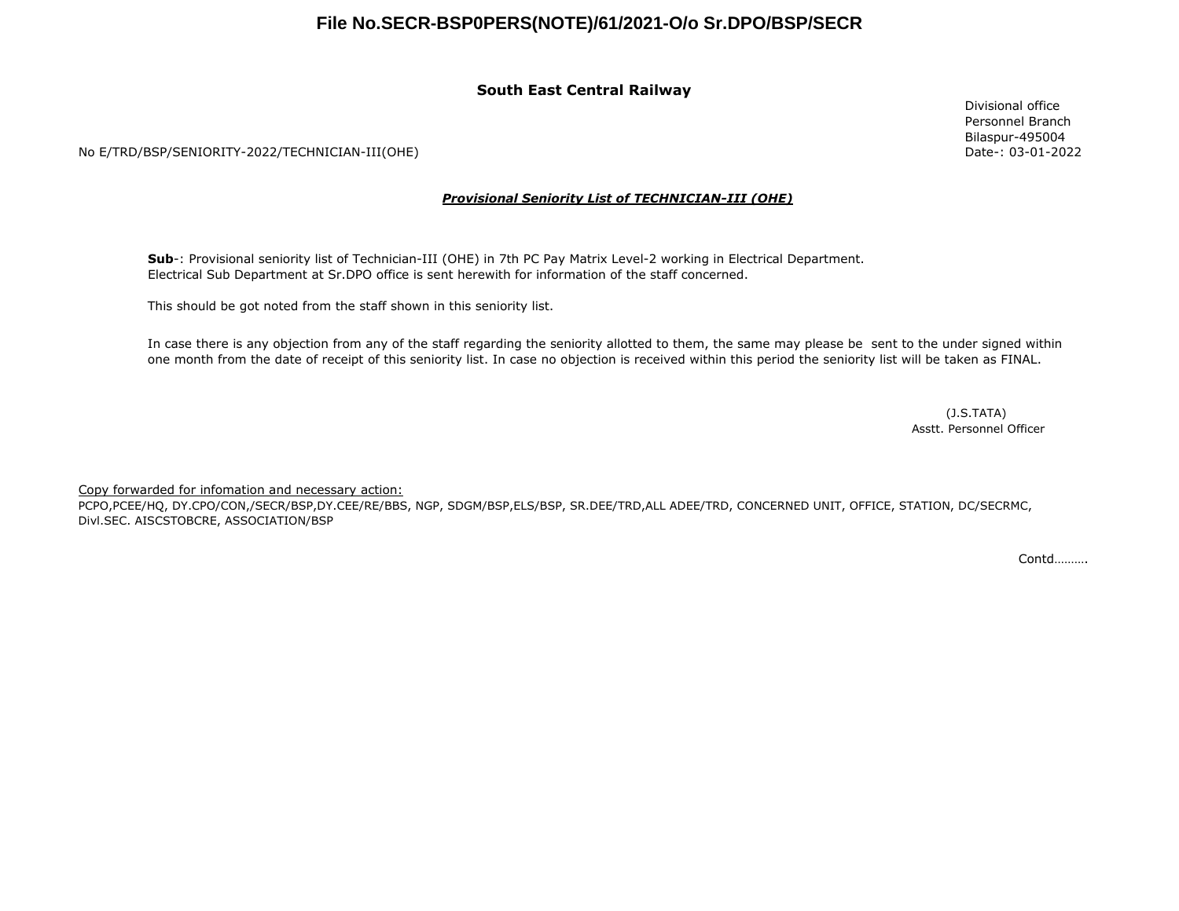# File No.SECR-BSP0PERS(NOTE)/61/2021-O/o Sr.DPO/BSP/SECR

**South East Central Railway**

Divisional office
Personnel Branch
Bilaspur-495004
Date-: 03-01-2022

No E/TRD/BSP/SENIORITY-2022/TECHNICIAN-III(OHE)

***Provisional Seniority List of TECHNICIAN-III (OHE)***

**Sub**-: Provisional seniority list of Technician-III (OHE) in 7th PC Pay Matrix Level-2 working in Electrical Department. Electrical Sub Department at Sr.DPO office is sent herewith for information of the staff concerned.

This should be got noted from the staff shown in this seniority list.

In case there is any objection from any of the staff regarding the seniority allotted to them, the same may please be sent to the under signed within one month from the date of receipt of this seniority list. In case no objection is received within this period the seniority list will be taken as FINAL.

(J.S.TATA)
Asstt. Personnel Officer

Copy forwarded for infomation and necessary action:

PCPO,PCEE/HQ, DY.CPO/CON,/SECR/BSP,DY.CEE/RE/BBS, NGP, SDGM/BSP,ELS/BSP, SR.DEE/TRD,ALL ADEE/TRD, CONCERNED UNIT, OFFICE, STATION, DC/SECRMC, Divl.SEC. AISCSTOBCRE, ASSOCIATION/BSP

Contd……….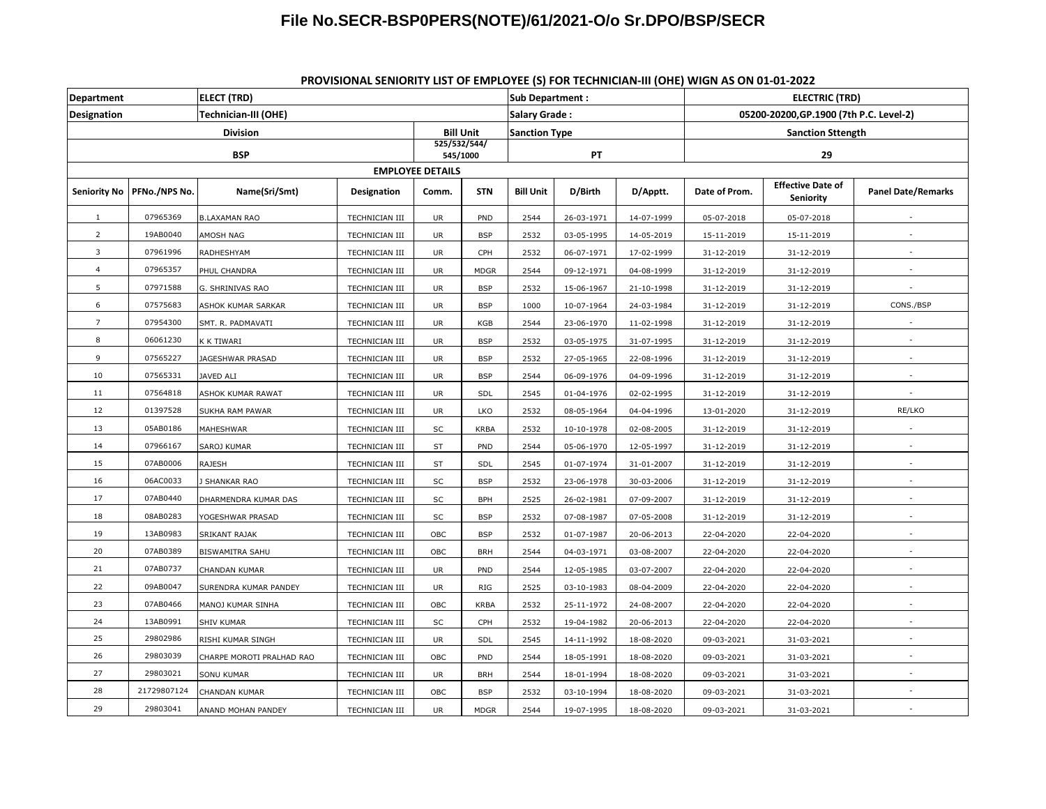# File No.SECR-BSP0PERS(NOTE)/61/2021-O/o Sr.DPO/BSP/SECR

**PROVISIONAL SENIORITY LIST OF EMPLOYEE (S) FOR TECHNICIAN-III (OHE) WIGN AS ON 01-01-2022**

| Department | | ELECT (TRD) | | | | Sub Department : | | | ELECTRIC (TRD) | | |
|---|---|---|---|---|---|---|---|---|---|---|---|
| Designation | | Technician-III (OHE) | | | | Salary Grade : | | | 05200-20200,GP.1900 (7th P.C. Level-2) | | |
| Division | | | | Bill Unit | | Sanction Type | | | Sanction Sttength | | |
| BSP | | | | 525/532/544/ 545/1000 | | PT | | | 29 | | |
| EMPLOYEE DETAILS | | | | | | | | | | | |
| Seniority No | PFNo./NPS No. | Name(Sri/Smt) | Designation | Comm. | STN | Bill Unit | D/Birth | D/Apptt. | Date of Prom. | Effective Date of Seniority | Panel Date/Remarks |
| 1 | 07965369 | B.LAXAMAN RAO | TECHNICIAN III | UR | PND | 2544 | 26-03-1971 | 14-07-1999 | 05-07-2018 | 05-07-2018 | - |
| 2 | 19AB0040 | AMOSH NAG | TECHNICIAN III | UR | BSP | 2532 | 03-05-1995 | 14-05-2019 | 15-11-2019 | 15-11-2019 | - |
| 3 | 07961996 | RADHESHYAM | TECHNICIAN III | UR | CPH | 2532 | 06-07-1971 | 17-02-1999 | 31-12-2019 | 31-12-2019 | - |
| 4 | 07965357 | PHUL CHANDRA | TECHNICIAN III | UR | MDGR | 2544 | 09-12-1971 | 04-08-1999 | 31-12-2019 | 31-12-2019 | - |
| 5 | 07971588 | G. SHRINIVAS RAO | TECHNICIAN III | UR | BSP | 2532 | 15-06-1967 | 21-10-1998 | 31-12-2019 | 31-12-2019 | - |
| 6 | 07575683 | ASHOK KUMAR SARKAR | TECHNICIAN III | UR | BSP | 1000 | 10-07-1964 | 24-03-1984 | 31-12-2019 | 31-12-2019 | CONS./BSP |
| 7 | 07954300 | SMT. R. PADMAVATI | TECHNICIAN III | UR | KGB | 2544 | 23-06-1970 | 11-02-1998 | 31-12-2019 | 31-12-2019 | - |
| 8 | 06061230 | K K TIWARI | TECHNICIAN III | UR | BSP | 2532 | 03-05-1975 | 31-07-1995 | 31-12-2019 | 31-12-2019 | - |
| 9 | 07565227 | JAGESHWAR PRASAD | TECHNICIAN III | UR | BSP | 2532 | 27-05-1965 | 22-08-1996 | 31-12-2019 | 31-12-2019 | - |
| 10 | 07565331 | JAVED ALI | TECHNICIAN III | UR | BSP | 2544 | 06-09-1976 | 04-09-1996 | 31-12-2019 | 31-12-2019 | - |
| 11 | 07564818 | ASHOK KUMAR RAWAT | TECHNICIAN III | UR | SDL | 2545 | 01-04-1976 | 02-02-1995 | 31-12-2019 | 31-12-2019 | - |
| 12 | 01397528 | SUKHA RAM PAWAR | TECHNICIAN III | UR | LKO | 2532 | 08-05-1964 | 04-04-1996 | 13-01-2020 | 31-12-2019 | RE/LKO |
| 13 | 05AB0186 | MAHESHWAR | TECHNICIAN III | SC | KRBA | 2532 | 10-10-1978 | 02-08-2005 | 31-12-2019 | 31-12-2019 | - |
| 14 | 07966167 | SAROJ KUMAR | TECHNICIAN III | ST | PND | 2544 | 05-06-1970 | 12-05-1997 | 31-12-2019 | 31-12-2019 | - |
| 15 | 07AB0006 | RAJESH | TECHNICIAN III | ST | SDL | 2545 | 01-07-1974 | 31-01-2007 | 31-12-2019 | 31-12-2019 | - |
| 16 | 06AC0033 | J SHANKAR RAO | TECHNICIAN III | SC | BSP | 2532 | 23-06-1978 | 30-03-2006 | 31-12-2019 | 31-12-2019 | - |
| 17 | 07AB0440 | DHARMENDRA KUMAR DAS | TECHNICIAN III | SC | BPH | 2525 | 26-02-1981 | 07-09-2007 | 31-12-2019 | 31-12-2019 | - |
| 18 | 08AB0283 | YOGESHWAR PRASAD | TECHNICIAN III | SC | BSP | 2532 | 07-08-1987 | 07-05-2008 | 31-12-2019 | 31-12-2019 | - |
| 19 | 13AB0983 | SRIKANT RAJAK | TECHNICIAN III | OBC | BSP | 2532 | 01-07-1987 | 20-06-2013 | 22-04-2020 | 22-04-2020 | - |
| 20 | 07AB0389 | BISWAMITRA SAHU | TECHNICIAN III | OBC | BRH | 2544 | 04-03-1971 | 03-08-2007 | 22-04-2020 | 22-04-2020 | - |
| 21 | 07AB0737 | CHANDAN KUMAR | TECHNICIAN III | UR | PND | 2544 | 12-05-1985 | 03-07-2007 | 22-04-2020 | 22-04-2020 | - |
| 22 | 09AB0047 | SURENDRA KUMAR PANDEY | TECHNICIAN III | UR | RIG | 2525 | 03-10-1983 | 08-04-2009 | 22-04-2020 | 22-04-2020 | - |
| 23 | 07AB0466 | MANOJ KUMAR SINHA | TECHNICIAN III | OBC | KRBA | 2532 | 25-11-1972 | 24-08-2007 | 22-04-2020 | 22-04-2020 | - |
| 24 | 13AB0991 | SHIV KUMAR | TECHNICIAN III | SC | CPH | 2532 | 19-04-1982 | 20-06-2013 | 22-04-2020 | 22-04-2020 | - |
| 25 | 29802986 | RISHI KUMAR SINGH | TECHNICIAN III | UR | SDL | 2545 | 14-11-1992 | 18-08-2020 | 09-03-2021 | 31-03-2021 | - |
| 26 | 29803039 | CHARPE MOROTI PRALHAD RAO | TECHNICIAN III | OBC | PND | 2544 | 18-05-1991 | 18-08-2020 | 09-03-2021 | 31-03-2021 | - |
| 27 | 29803021 | SONU KUMAR | TECHNICIAN III | UR | BRH | 2544 | 18-01-1994 | 18-08-2020 | 09-03-2021 | 31-03-2021 | - |
| 28 | 21729807124 | CHANDAN KUMAR | TECHNICIAN III | OBC | BSP | 2532 | 03-10-1994 | 18-08-2020 | 09-03-2021 | 31-03-2021 | - |
| 29 | 29803041 | ANAND MOHAN PANDEY | TECHNICIAN III | UR | MDGR | 2544 | 19-07-1995 | 18-08-2020 | 09-03-2021 | 31-03-2021 | - |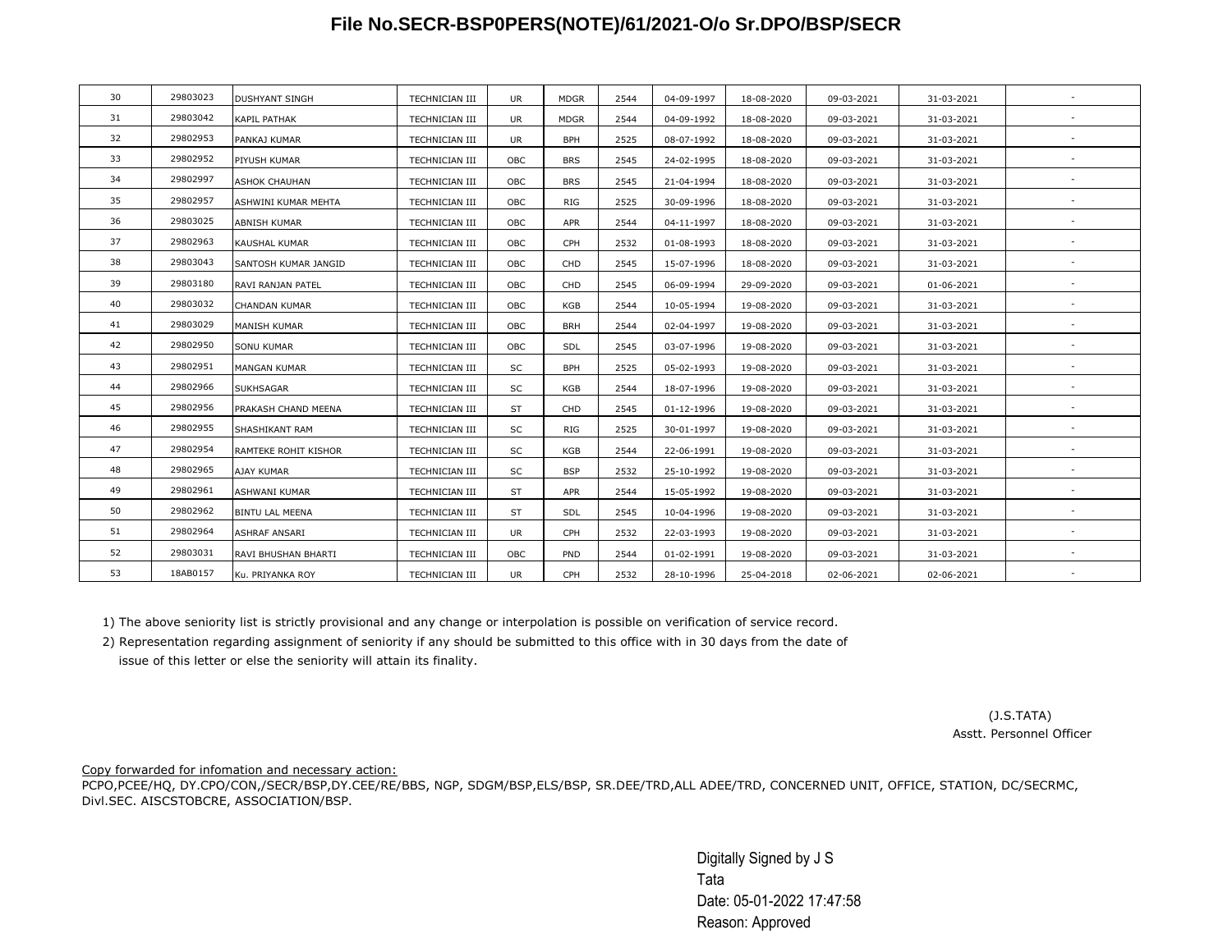# File No.SECR-BSP0PERS(NOTE)/61/2021-O/o Sr.DPO/BSP/SECR

| | | | | | | | | | | | |
|---|---|---|---|---|---|---|---|---|---|---|---|
| 30 | 29803023 | DUSHYANT SINGH | TECHNICIAN III | UR | MDGR | 2544 | 04-09-1997 | 18-08-2020 | 09-03-2021 | 31-03-2021 | - |
| 31 | 29803042 | KAPIL PATHAK | TECHNICIAN III | UR | MDGR | 2544 | 04-09-1992 | 18-08-2020 | 09-03-2021 | 31-03-2021 | - |
| 32 | 29802953 | PANKAJ KUMAR | TECHNICIAN III | UR | BPH | 2525 | 08-07-1992 | 18-08-2020 | 09-03-2021 | 31-03-2021 | - |
| 33 | 29802952 | PIYUSH KUMAR | TECHNICIAN III | OBC | BRS | 2545 | 24-02-1995 | 18-08-2020 | 09-03-2021 | 31-03-2021 | - |
| 34 | 29802997 | ASHOK CHAUHAN | TECHNICIAN III | OBC | BRS | 2545 | 21-04-1994 | 18-08-2020 | 09-03-2021 | 31-03-2021 | - |
| 35 | 29802957 | ASHWINI KUMAR MEHTA | TECHNICIAN III | OBC | RIG | 2525 | 30-09-1996 | 18-08-2020 | 09-03-2021 | 31-03-2021 | - |
| 36 | 29803025 | ABNISH KUMAR | TECHNICIAN III | OBC | APR | 2544 | 04-11-1997 | 18-08-2020 | 09-03-2021 | 31-03-2021 | - |
| 37 | 29802963 | KAUSHAL KUMAR | TECHNICIAN III | OBC | CPH | 2532 | 01-08-1993 | 18-08-2020 | 09-03-2021 | 31-03-2021 | - |
| 38 | 29803043 | SANTOSH KUMAR JANGID | TECHNICIAN III | OBC | CHD | 2545 | 15-07-1996 | 18-08-2020 | 09-03-2021 | 31-03-2021 | - |
| 39 | 29803180 | RAVI RANJAN PATEL | TECHNICIAN III | OBC | CHD | 2545 | 06-09-1994 | 29-09-2020 | 09-03-2021 | 01-06-2021 | - |
| 40 | 29803032 | CHANDAN KUMAR | TECHNICIAN III | OBC | KGB | 2544 | 10-05-1994 | 19-08-2020 | 09-03-2021 | 31-03-2021 | - |
| 41 | 29803029 | MANISH KUMAR | TECHNICIAN III | OBC | BRH | 2544 | 02-04-1997 | 19-08-2020 | 09-03-2021 | 31-03-2021 | - |
| 42 | 29802950 | SONU KUMAR | TECHNICIAN III | OBC | SDL | 2545 | 03-07-1996 | 19-08-2020 | 09-03-2021 | 31-03-2021 | - |
| 43 | 29802951 | MANGAN KUMAR | TECHNICIAN III | SC | BPH | 2525 | 05-02-1993 | 19-08-2020 | 09-03-2021 | 31-03-2021 | - |
| 44 | 29802966 | SUKHSAGAR | TECHNICIAN III | SC | KGB | 2544 | 18-07-1996 | 19-08-2020 | 09-03-2021 | 31-03-2021 | - |
| 45 | 29802956 | PRAKASH CHAND MEENA | TECHNICIAN III | ST | CHD | 2545 | 01-12-1996 | 19-08-2020 | 09-03-2021 | 31-03-2021 | - |
| 46 | 29802955 | SHASHIKANT RAM | TECHNICIAN III | SC | RIG | 2525 | 30-01-1997 | 19-08-2020 | 09-03-2021 | 31-03-2021 | - |
| 47 | 29802954 | RAMTEKE ROHIT KISHOR | TECHNICIAN III | SC | KGB | 2544 | 22-06-1991 | 19-08-2020 | 09-03-2021 | 31-03-2021 | - |
| 48 | 29802965 | AJAY KUMAR | TECHNICIAN III | SC | BSP | 2532 | 25-10-1992 | 19-08-2020 | 09-03-2021 | 31-03-2021 | - |
| 49 | 29802961 | ASHWANI KUMAR | TECHNICIAN III | ST | APR | 2544 | 15-05-1992 | 19-08-2020 | 09-03-2021 | 31-03-2021 | - |
| 50 | 29802962 | BINTU LAL MEENA | TECHNICIAN III | ST | SDL | 2545 | 10-04-1996 | 19-08-2020 | 09-03-2021 | 31-03-2021 | - |
| 51 | 29802964 | ASHRAF ANSARI | TECHNICIAN III | UR | CPH | 2532 | 22-03-1993 | 19-08-2020 | 09-03-2021 | 31-03-2021 | - |
| 52 | 29803031 | RAVI BHUSHAN BHARTI | TECHNICIAN III | OBC | PND | 2544 | 01-02-1991 | 19-08-2020 | 09-03-2021 | 31-03-2021 | - |
| 53 | 18AB0157 | Ku. PRIYANKA ROY | TECHNICIAN III | UR | CPH | 2532 | 28-10-1996 | 25-04-2018 | 02-06-2021 | 02-06-2021 | - |

1) The above seniority list is strictly provisional and any change or interpolation is possible on verification of service record.
2) Representation regarding assignment of seniority if any should be submitted to this office with in 30 days from the date of issue of this letter or else the seniority will attain its finality.

(J.S.TATA)
Asstt. Personnel Officer

Copy forwarded for infomation and necessary action:
PCPO,PCEE/HQ, DY.CPO/CON,/SECR/BSP,DY.CEE/RE/BBS, NGP, SDGM/BSP,ELS/BSP, SR.DEE/TRD,ALL ADEE/TRD, CONCERNED UNIT, OFFICE, STATION, DC/SECRMC, Divl.SEC. AISCSTOBCRE, ASSOCIATION/BSP.

Digitally Signed by J S Tata
Date: 05-01-2022 17:47:58
Reason: Approved